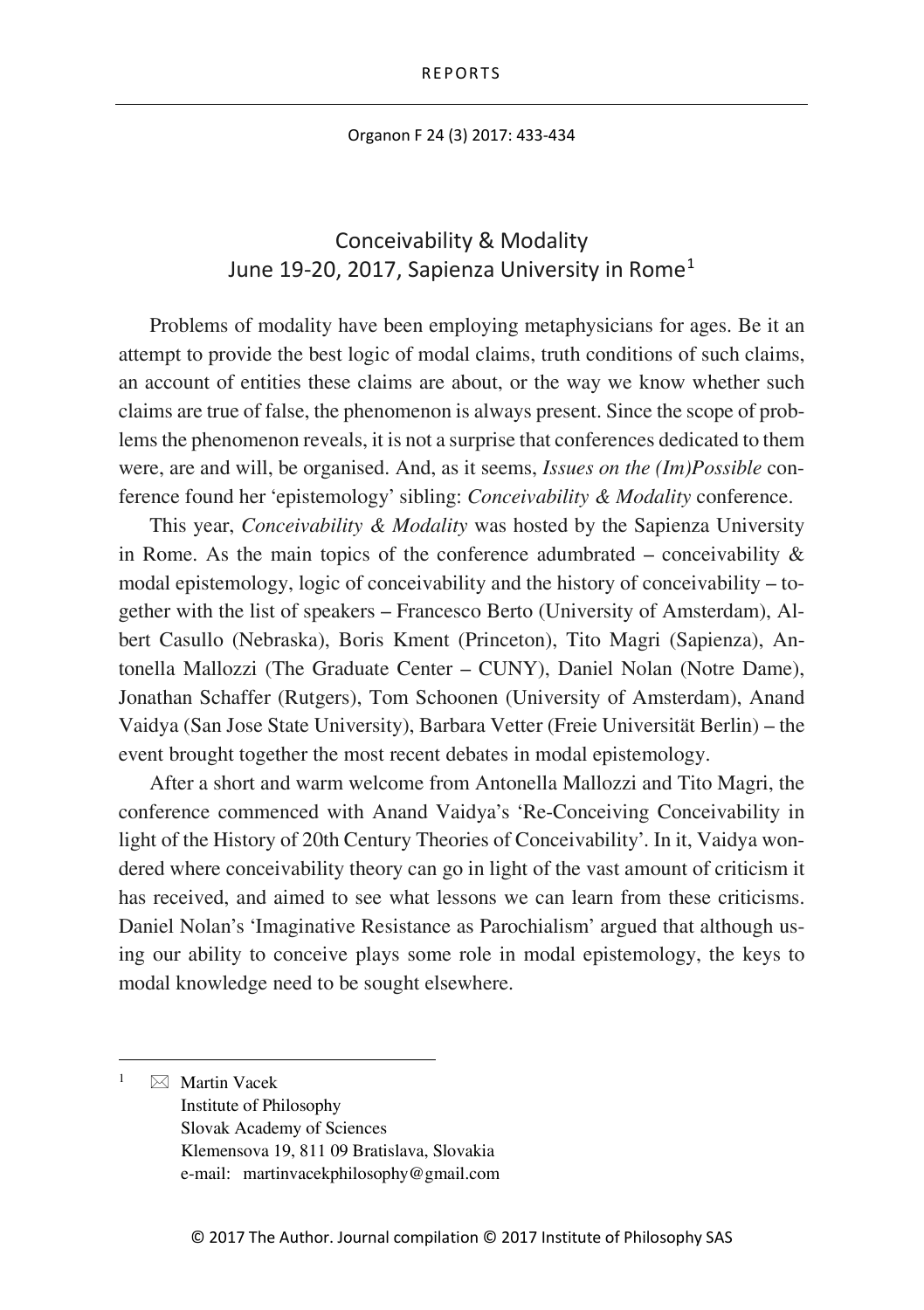REPORTS

# Conceivability & Modality
## June 19-20, 2017, Sapienza University in Rome[1]

Problems of modality have been employing metaphysicians for ages. Be it an attempt to provide the best logic of modal claims, truth conditions of such claims, an account of entities these claims are about, or the way we know whether such claims are true of false, the phenomenon is always present. Since the scope of problems the phenomenon reveals, it is not a surprise that conferences dedicated to them were, are and will, be organised. And, as it seems, *Issues on the (Im)Possible* conference found her 'epistemology' sibling: *Conceivability & Modality* conference.

This year, *Conceivability & Modality* was hosted by the Sapienza University in Rome. As the main topics of the conference adumbrated – conceivability & modal epistemology, logic of conceivability and the history of conceivability – together with the list of speakers – Francesco Berto (University of Amsterdam), Albert Casullo (Nebraska), Boris Kment (Princeton), Tito Magri (Sapienza), Antonella Mallozzi (The Graduate Center – CUNY), Daniel Nolan (Notre Dame), Jonathan Schaffer (Rutgers), Tom Schoonen (University of Amsterdam), Anand Vaidya (San Jose State University), Barbara Vetter (Freie Universität Berlin) – the event brought together the most recent debates in modal epistemology.

After a short and warm welcome from Antonella Mallozzi and Tito Magri, the conference commenced with Anand Vaidya's 'Re-Conceiving Conceivability in light of the History of 20th Century Theories of Conceivability'. In it, Vaidya wondered where conceivability theory can go in light of the vast amount of criticism it has received, and aimed to see what lessons we can learn from these criticisms. Daniel Nolan's 'Imaginative Resistance as Parochialism' argued that although using our ability to conceive plays some role in modal epistemology, the keys to modal knowledge need to be sought elsewhere.

---

[1] ✉ Martin Vacek
Institute of Philosophy
Slovak Academy of Sciences
Klemensova 19, 811 09 Bratislava, Slovakia
e-mail: martinvacekphilosophy@gmail.com

© 2017 The Author. Journal compilation © 2017 Institute of Philosophy SAS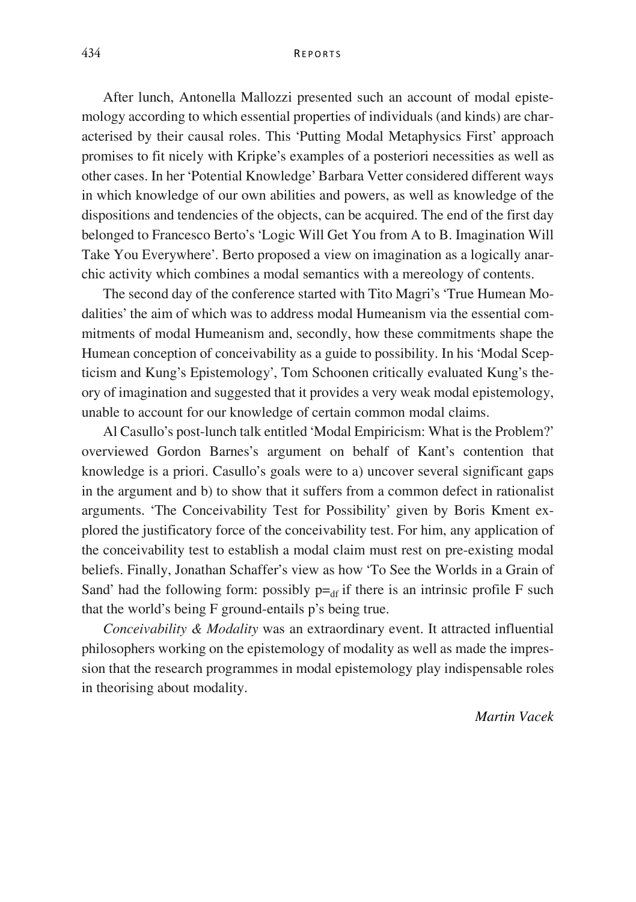After lunch, Antonella Mallozzi presented such an account of modal epistemology according to which essential properties of individuals (and kinds) are characterised by their causal roles. This 'Putting Modal Metaphysics First' approach promises to fit nicely with Kripke's examples of a posteriori necessities as well as other cases. In her 'Potential Knowledge' Barbara Vetter considered different ways in which knowledge of our own abilities and powers, as well as knowledge of the dispositions and tendencies of the objects, can be acquired. The end of the first day belonged to Francesco Berto's 'Logic Will Get You from A to B. Imagination Will Take You Everywhere'. Berto proposed a view on imagination as a logically anarchic activity which combines a modal semantics with a mereology of contents.

The second day of the conference started with Tito Magri's 'True Humean Modalities' the aim of which was to address modal Humeanism via the essential commitments of modal Humeanism and, secondly, how these commitments shape the Humean conception of conceivability as a guide to possibility. In his 'Modal Scepticism and Kung's Epistemology', Tom Schoonen critically evaluated Kung's theory of imagination and suggested that it provides a very weak modal epistemology, unable to account for our knowledge of certain common modal claims.

Al Casullo's post-lunch talk entitled 'Modal Empiricism: What is the Problem?' overviewed Gordon Barnes's argument on behalf of Kant's contention that knowledge is a priori. Casullo's goals were to a) uncover several significant gaps in the argument and b) to show that it suffers from a common defect in rationalist arguments. 'The Conceivability Test for Possibility' given by Boris Kment explored the justificatory force of the conceivability test. For him, any application of the conceivability test to establish a modal claim must rest on pre-existing modal beliefs. Finally, Jonathan Schaffer's view as how 'To See the Worlds in a Grain of Sand' had the following form: possibly $p =_{df}$ if there is an intrinsic profile F such that the world's being F ground-entails p's being true.

*Conceivability & Modality* was an extraordinary event. It attracted influential philosophers working on the epistemology of modality as well as made the impression that the research programmes in modal epistemology play indispensable roles in theorising about modality.

*Martin Vacek*